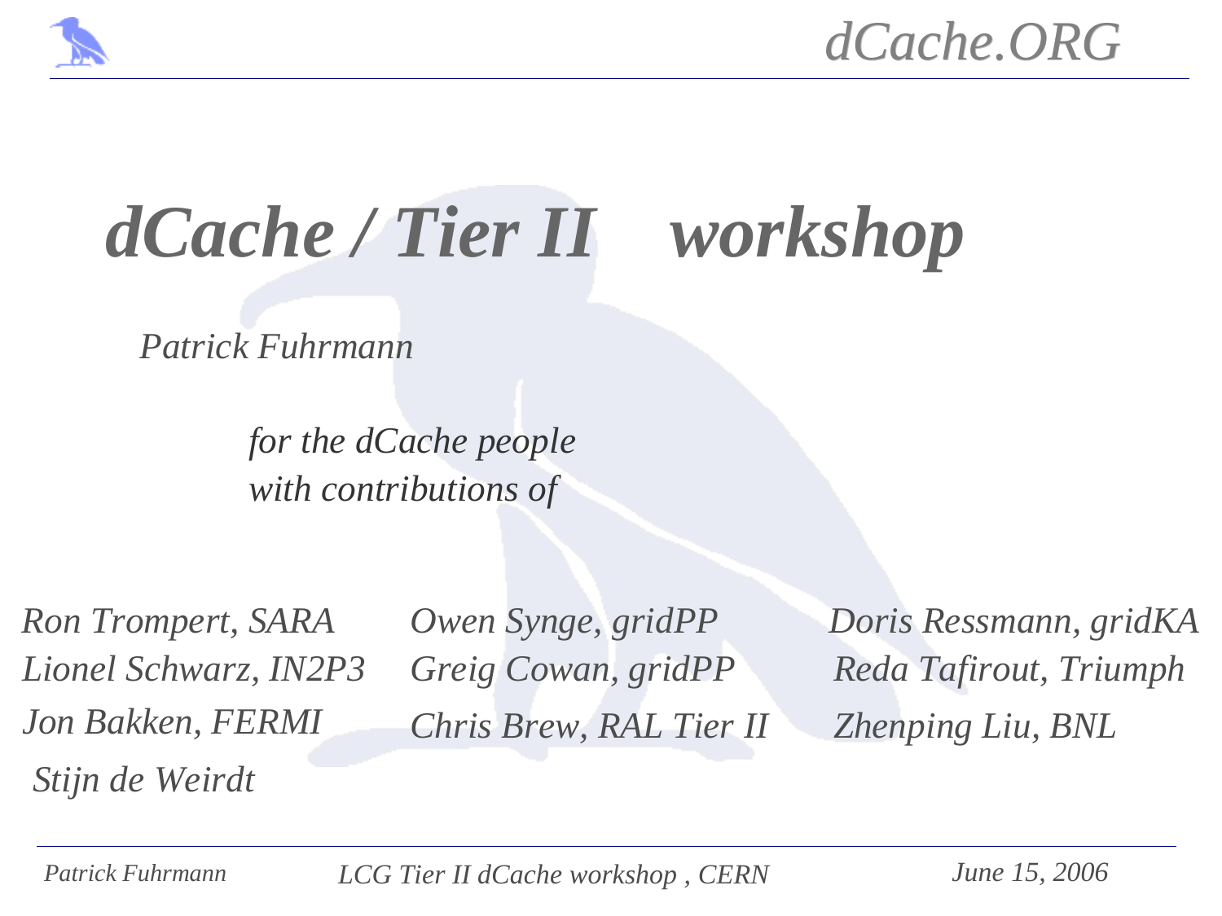# *dCache / Tier II workshop*

*Patrick Fuhrmann*

*for the dCache people*
*with contributions of*

*Ron Trompert, SARA*
*Lionel Schwarz, IN2P3*
*Jon Bakken, FERMI*
*Stijn de Weirdt*
*Owen Synge, gridPP*
*Greig Cowan, gridPP*
*Chris Brew, RAL Tier II*
*Doris Ressmann, gridKA*
*Reda Tafirout, Triumph*
*Zhenping Liu, BNL*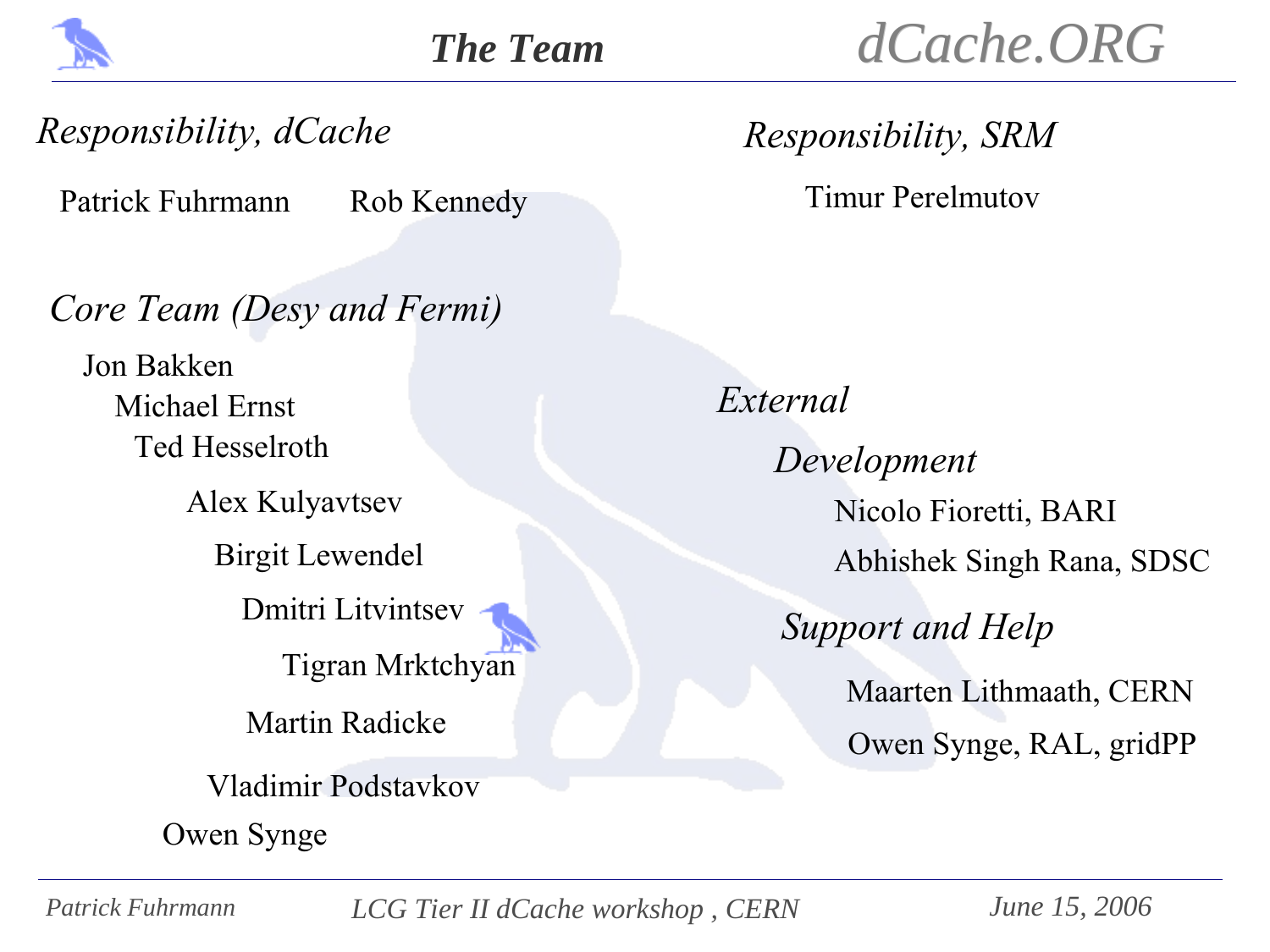# The Team

## Responsibility, dCache

Patrick Fuhrmann    Rob Kennedy

## Core Team (Desy and Fermi)

- Jon Bakken
- Michael Ernst
- Ted Hesselroth
- Alex Kulyavtsev
- Birgit Lewendel
- Dmitri Litvintsev
- Tigran Mrktchyan
- Martin Radicke
- Vladimir Podstavkov
- Owen Synge

## Responsibility, SRM

Timur Perelmutov

## External

### Development

- Nicolo Fioretti, BARI
- Abhishek Singh Rana, SDSC

### Support and Help

- Maarten Lithmaath, CERN
- Owen Synge, RAL, gridPP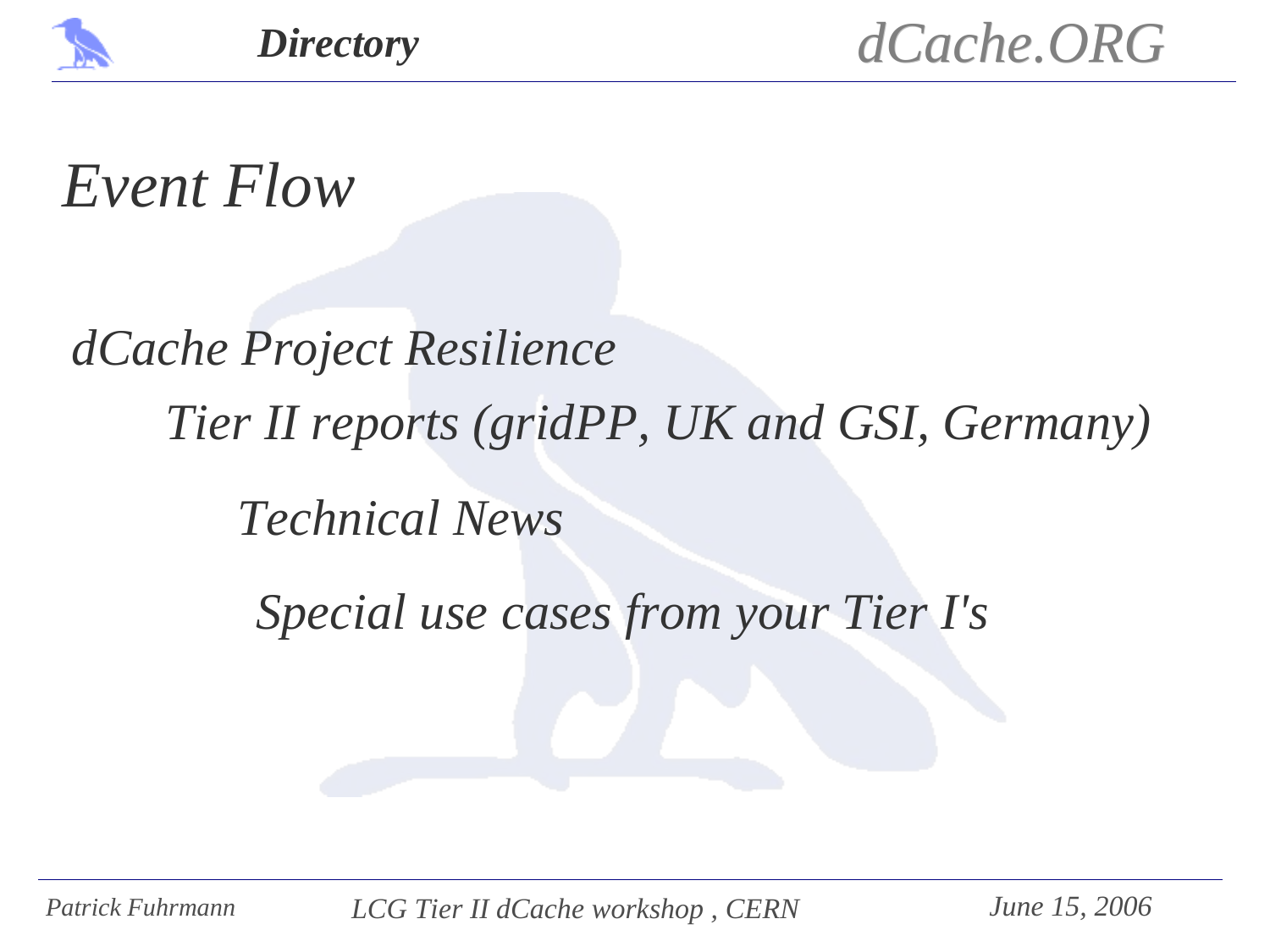# Directory

## *Event Flow*

*dCache Project Resilience*

*Tier II reports (gridPP, UK and GSI, Germany)*

*Technical News*

*Special use cases from your Tier I's*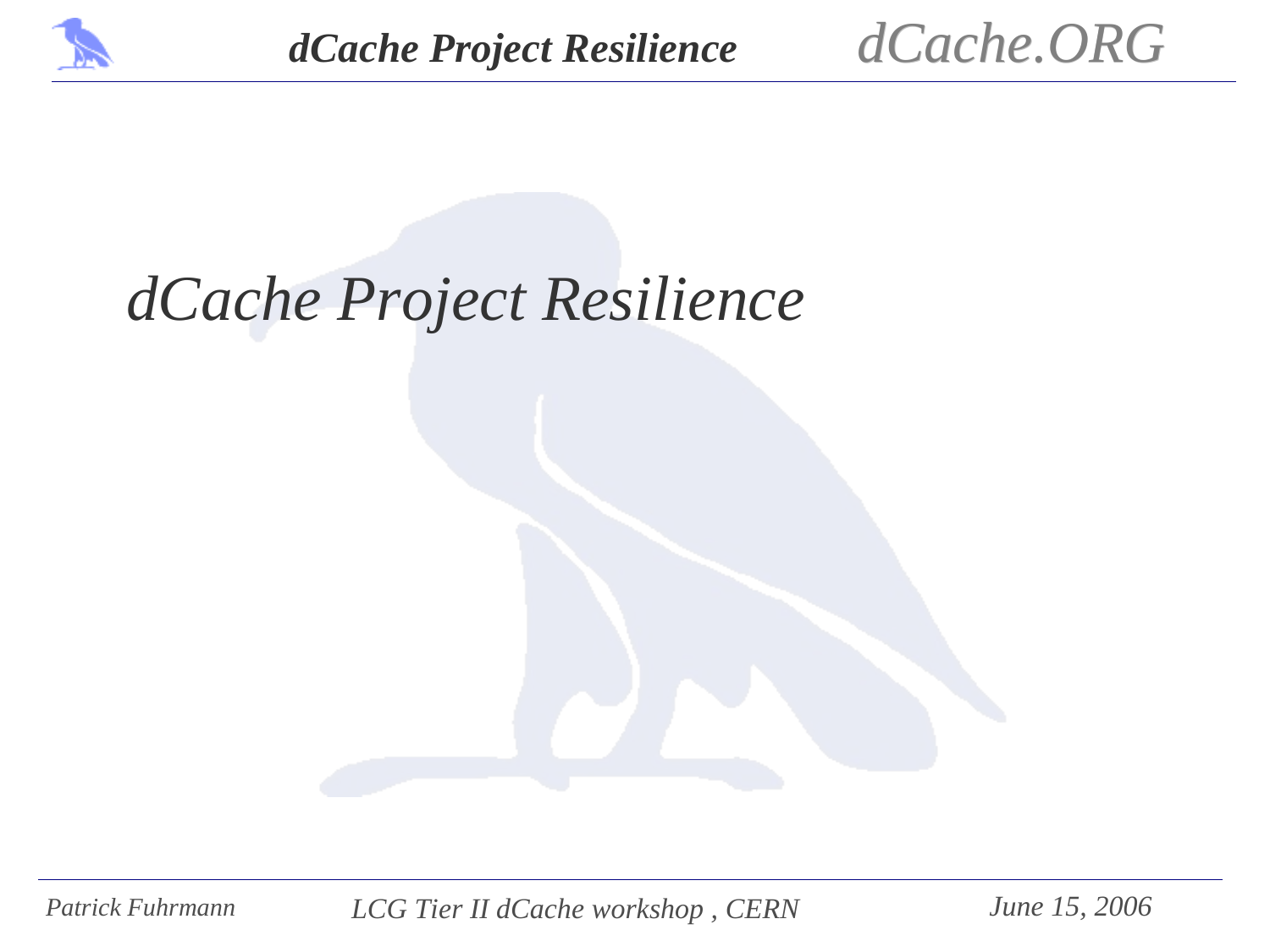# dCache Project Resilience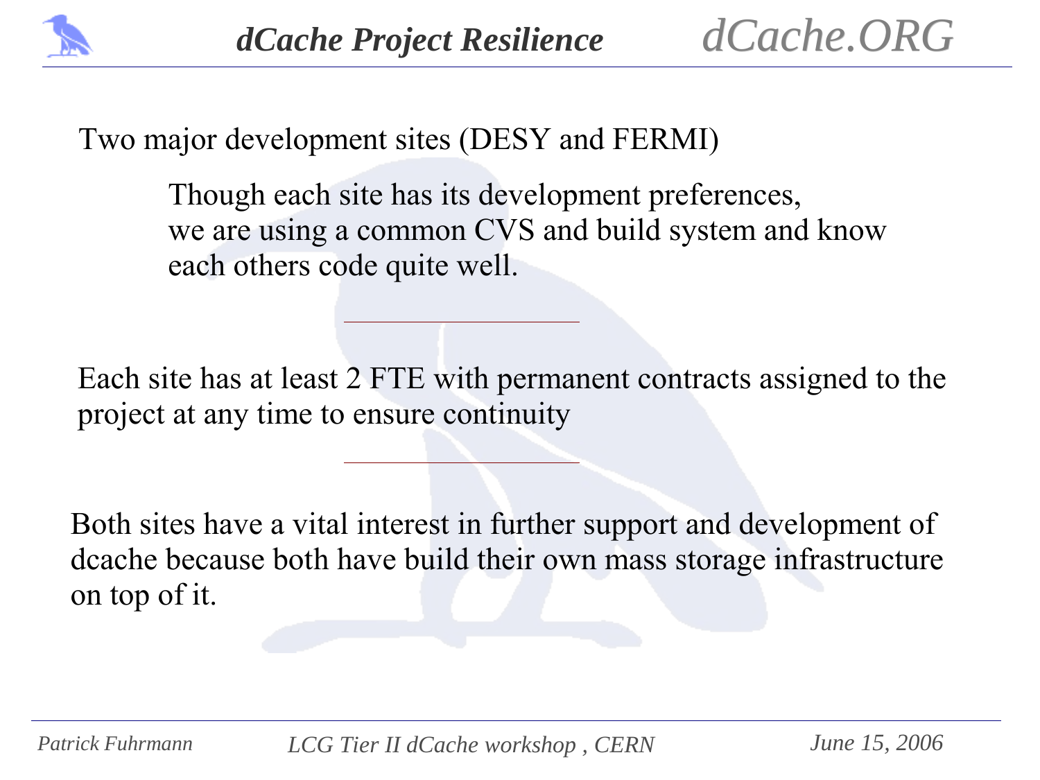# dCache Project Resilience

Two major development sites (DESY and FERMI)

Though each site has its development preferences, we are using a common CVS and build system and know each others code quite well.

---

Each site has at least 2 FTE with permanent contracts assigned to the project at any time to ensure continuity

---

Both sites have a vital interest in further support and development of dcache because both have build their own mass storage infrastructure on top of it.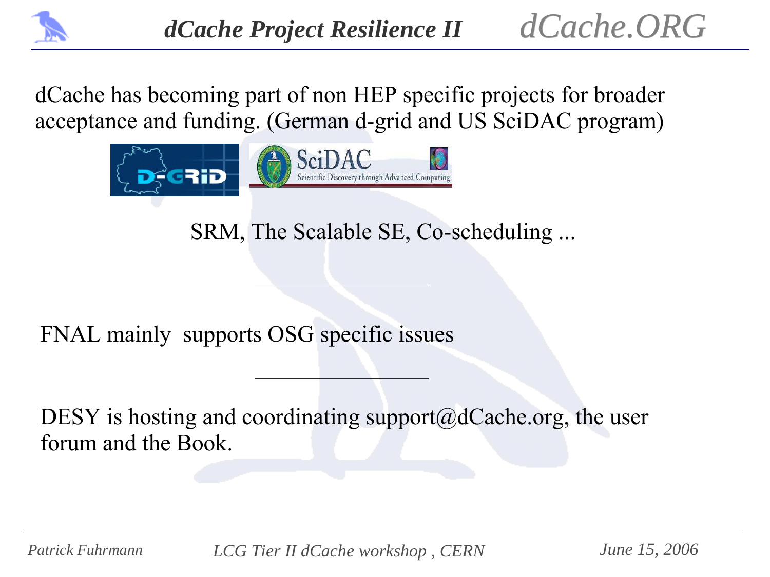# dCache Project Resilience II

dCache has becoming part of non HEP specific projects for broader acceptance and funding. (German d-grid and US SciDAC program)

SRM, The Scalable SE, Co-scheduling ...

---

FNAL mainly supports OSG specific issues

---

DESY is hosting and coordinating support@dCache.org, the user forum and the Book.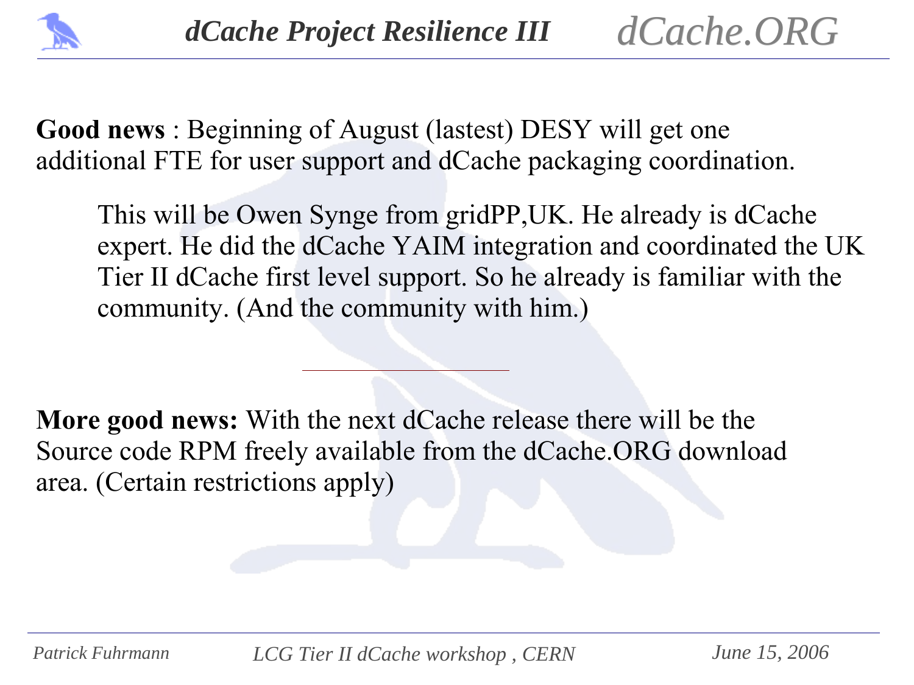# dCache Project Resilience III

**Good news** : Beginning of August (lastest) DESY will get one additional FTE for user support and dCache packaging coordination.

> This will be Owen Synge from gridPP,UK. He already is dCache expert. He did the dCache YAIM integration and coordinated the UK Tier II dCache first level support. So he already is familiar with the community. (And the community with him.)

---

**More good news:** With the next dCache release there will be the Source code RPM freely available from the dCache.ORG download area. (Certain restrictions apply)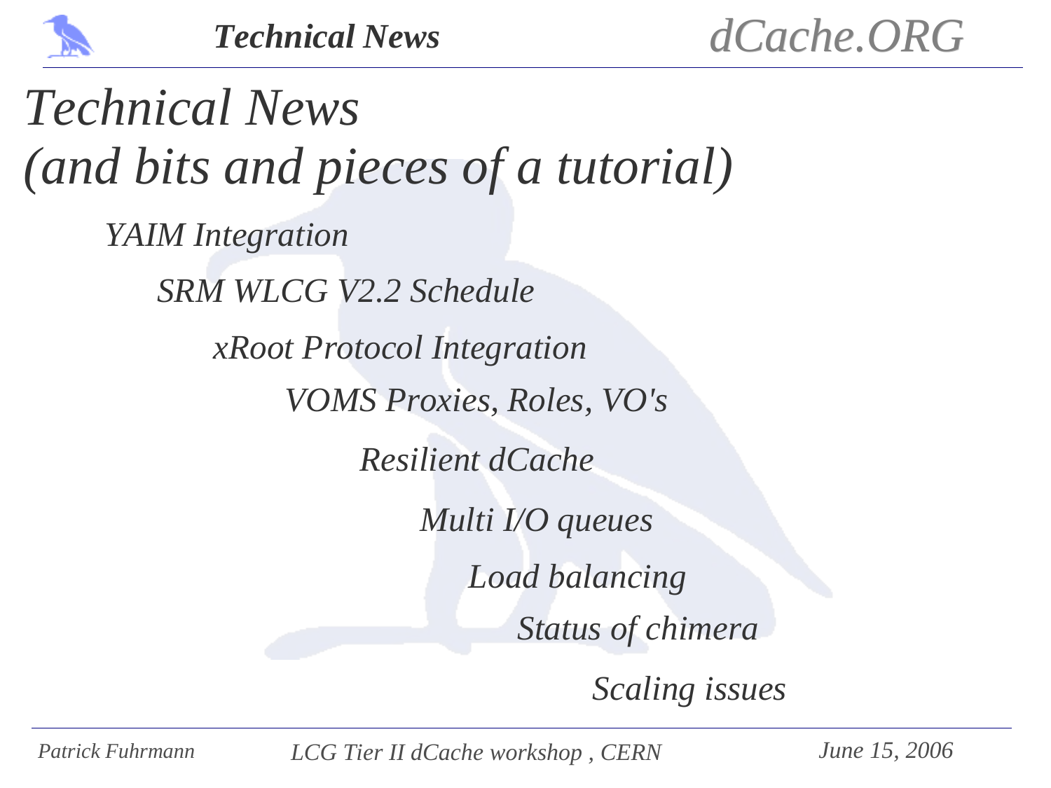# Technical News
# (and bits and pieces of a tutorial)

- YAIM Integration
- SRM WLCG V2.2 Schedule
- xRoot Protocol Integration
- VOMS Proxies, Roles, VO's
- Resilient dCache
- Multi I/O queues
- Load balancing
- Status of chimera
- Scaling issues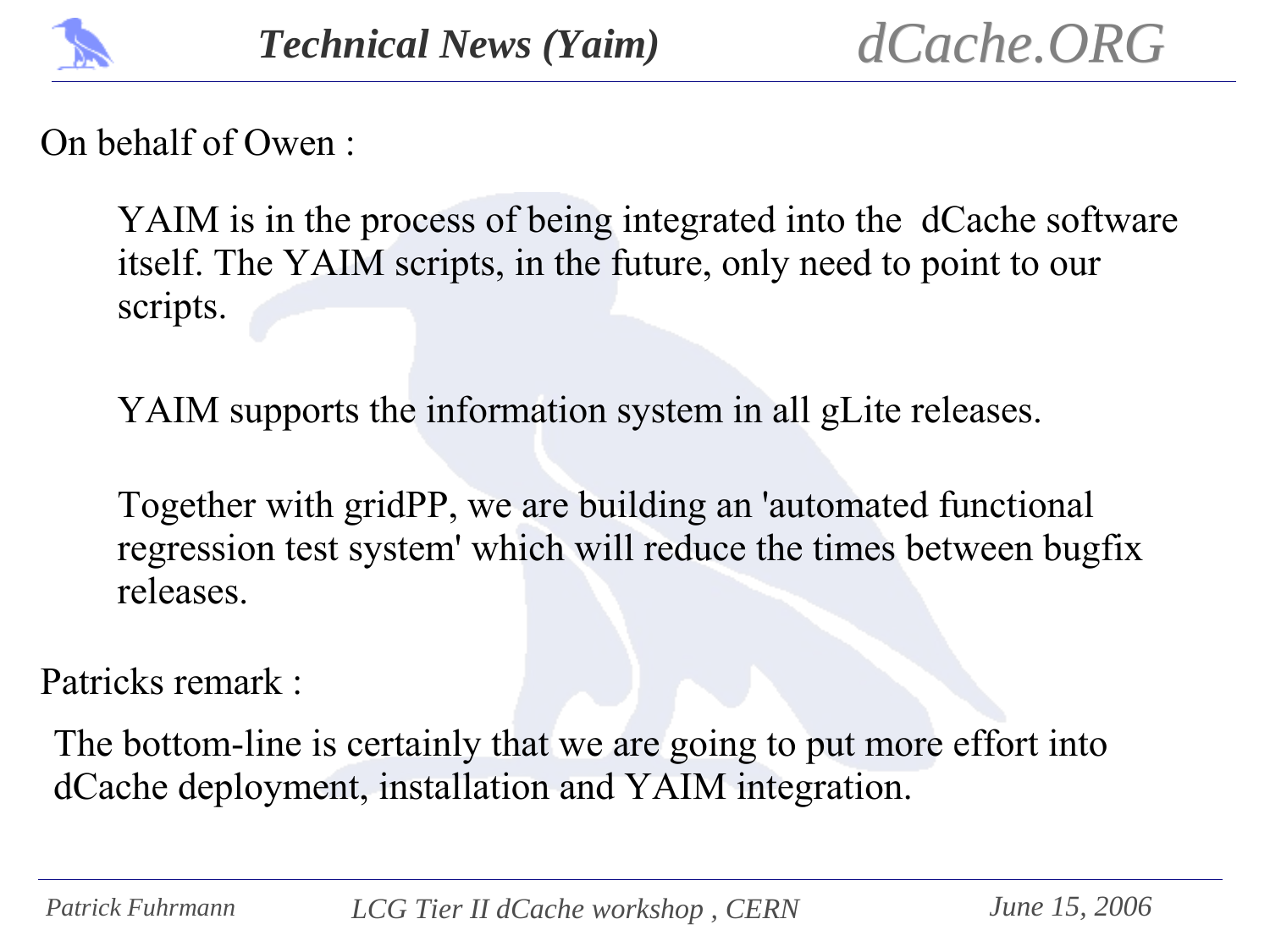# Technical News (Yaim)

On behalf of Owen :

> YAIM is in the process of being integrated into the dCache software itself. The YAIM scripts, in the future, only need to point to our scripts.
>
> YAIM supports the information system in all gLite releases.
>
> Together with gridPP, we are building an 'automated functional regression test system' which will reduce the times between bugfix releases.

Patricks remark :

The bottom-line is certainly that we are going to put more effort into dCache deployment, installation and YAIM integration.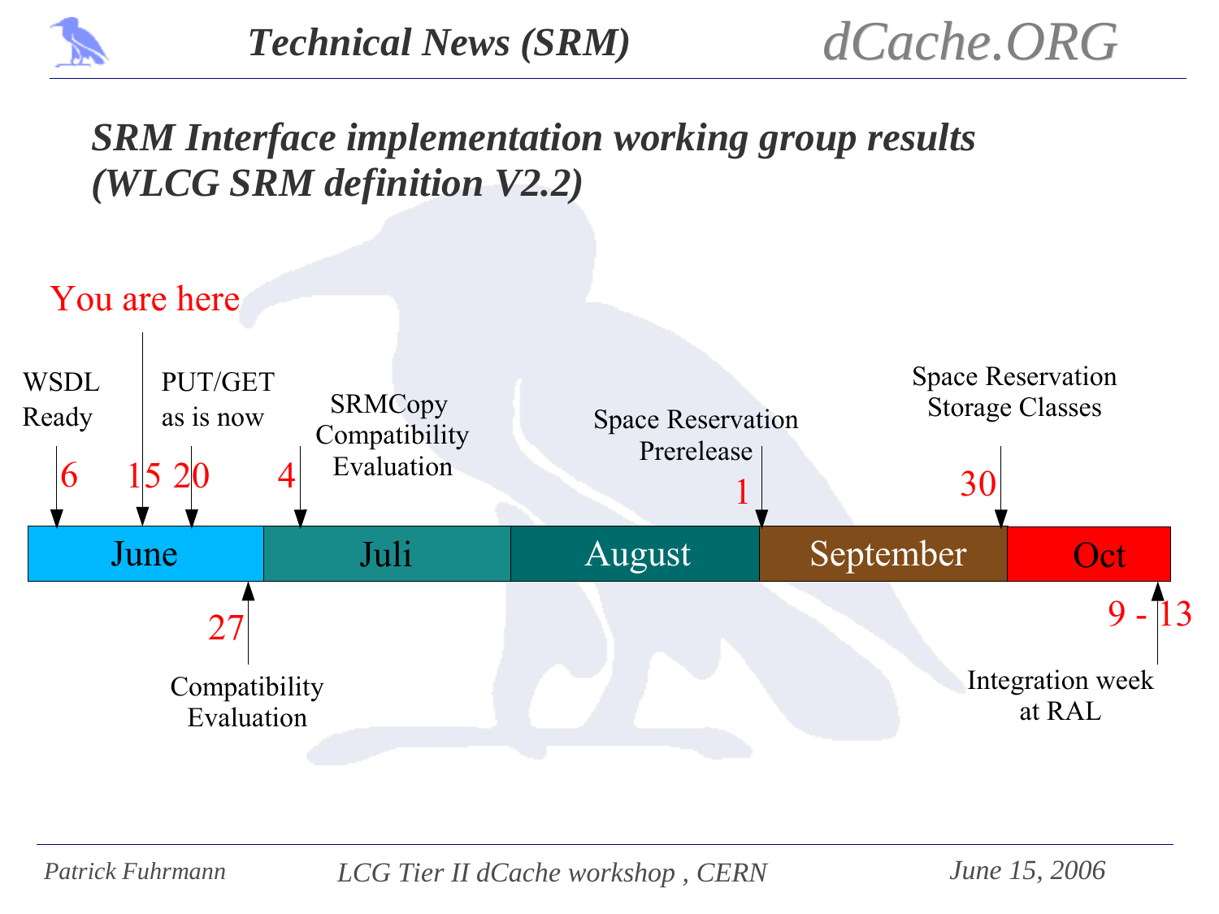## SRM Interface implementation working group results (WLCG SRM definition V2.2)

You are here

| Date | Milestone |
| --- | --- |
| June 6 | WSDL Ready |
| June 15 | You are here |
| June 20 | PUT/GET as is now |
| June 27 | Compatibility Evaluation |
| Juli 4 | SRMCopy Compatibility Evaluation |
| September 1 | Space Reservation Prerelease |
| September 30 | Space Reservation Storage Classes |
| Oct 9 - 13 | Integration week at RAL |

June | Juli | August | September | Oct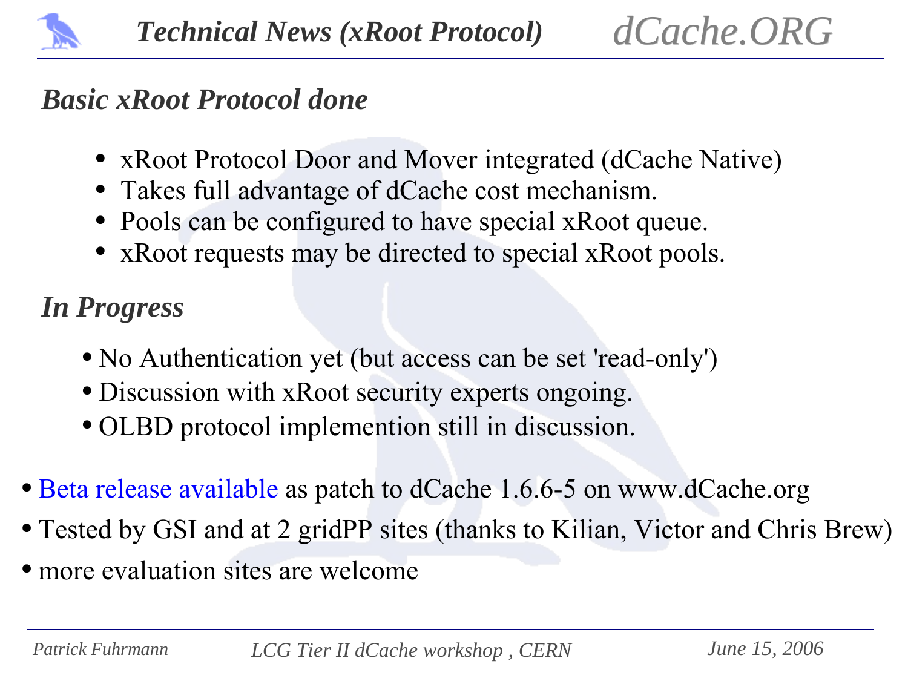# Technical News (xRoot Protocol)

## *Basic xRoot Protocol done*

- xRoot Protocol Door and Mover integrated (dCache Native)
- Takes full advantage of dCache cost mechanism.
- Pools can be configured to have special xRoot queue.
- xRoot requests may be directed to special xRoot pools.

## *In Progress*

- No Authentication yet (but access can be set 'read-only')
- Discussion with xRoot security experts ongoing.
- OLBD protocol implemention still in discussion.

- Beta release available as patch to dCache 1.6.6-5 on www.dCache.org
- Tested by GSI and at 2 gridPP sites (thanks to Kilian, Victor and Chris Brew)
- more evaluation sites are welcome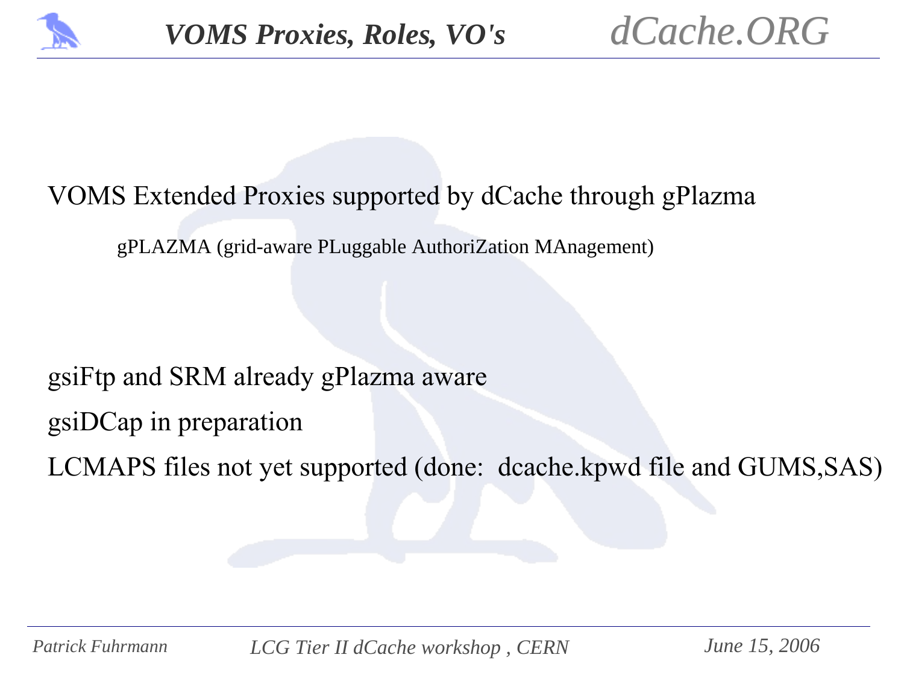# VOMS Proxies, Roles, VO's

VOMS Extended Proxies supported by dCache through gPlazma

gPLAZMA (grid-aware PLuggable AuthoriZation MAnagement)

gsiFtp and SRM already gPlazma aware

gsiDCap in preparation

LCMAPS files not yet supported (done: dcache.kpwd file and GUMS,SAS)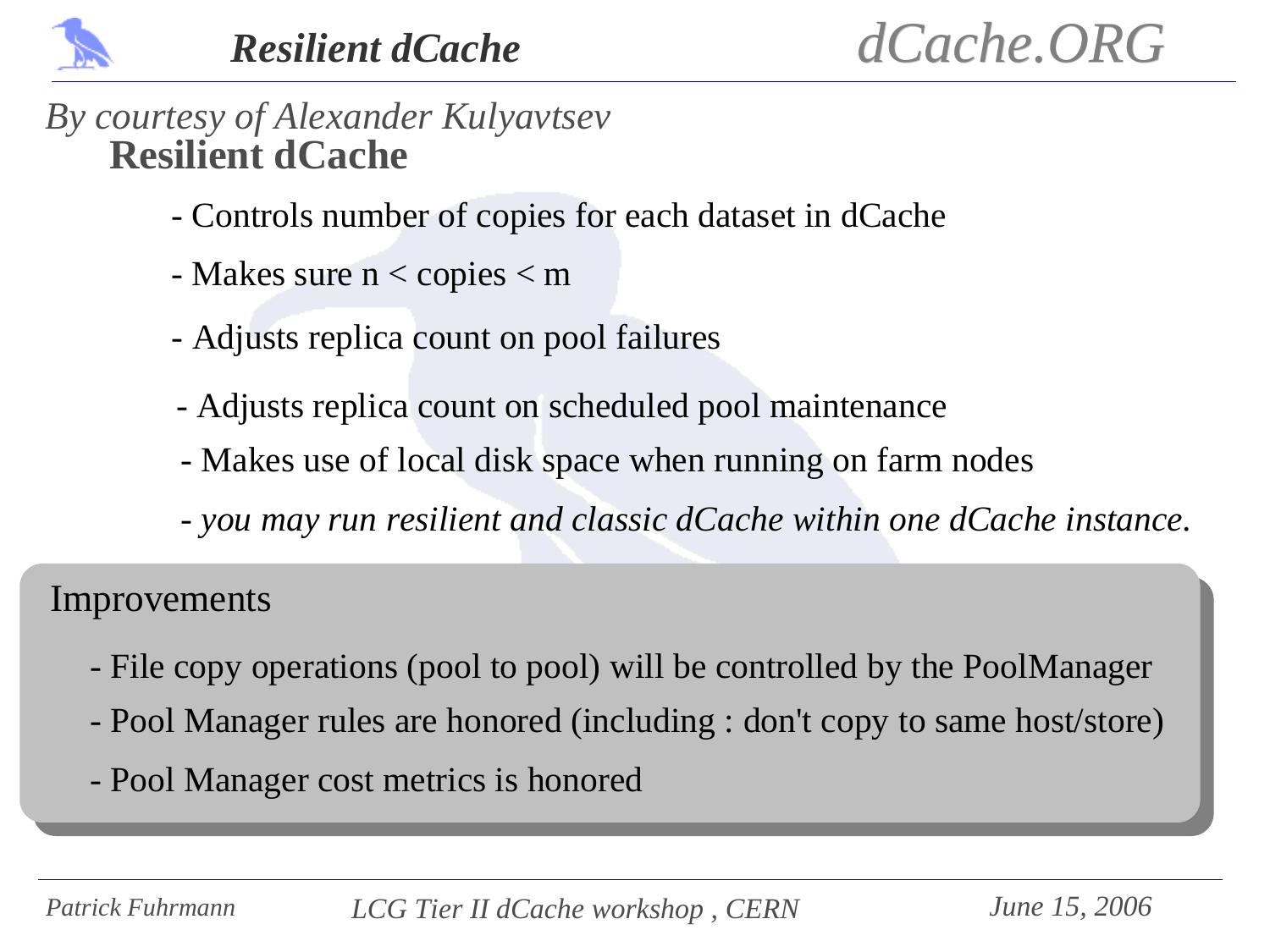*By courtesy of Alexander Kulyavtsev*

## Resilient dCache

- Controls number of copies for each dataset in dCache
- Makes sure n < copies < m
- Adjusts replica count on pool failures
- Adjusts replica count on scheduled pool maintenance
- Makes use of local disk space when running on farm nodes
- *you may run resilient and classic dCache within one dCache instance.*

### Improvements

- File copy operations (pool to pool) will be controlled by the PoolManager
- Pool Manager rules are honored (including : don't copy to same host/store)
- Pool Manager cost metrics is honored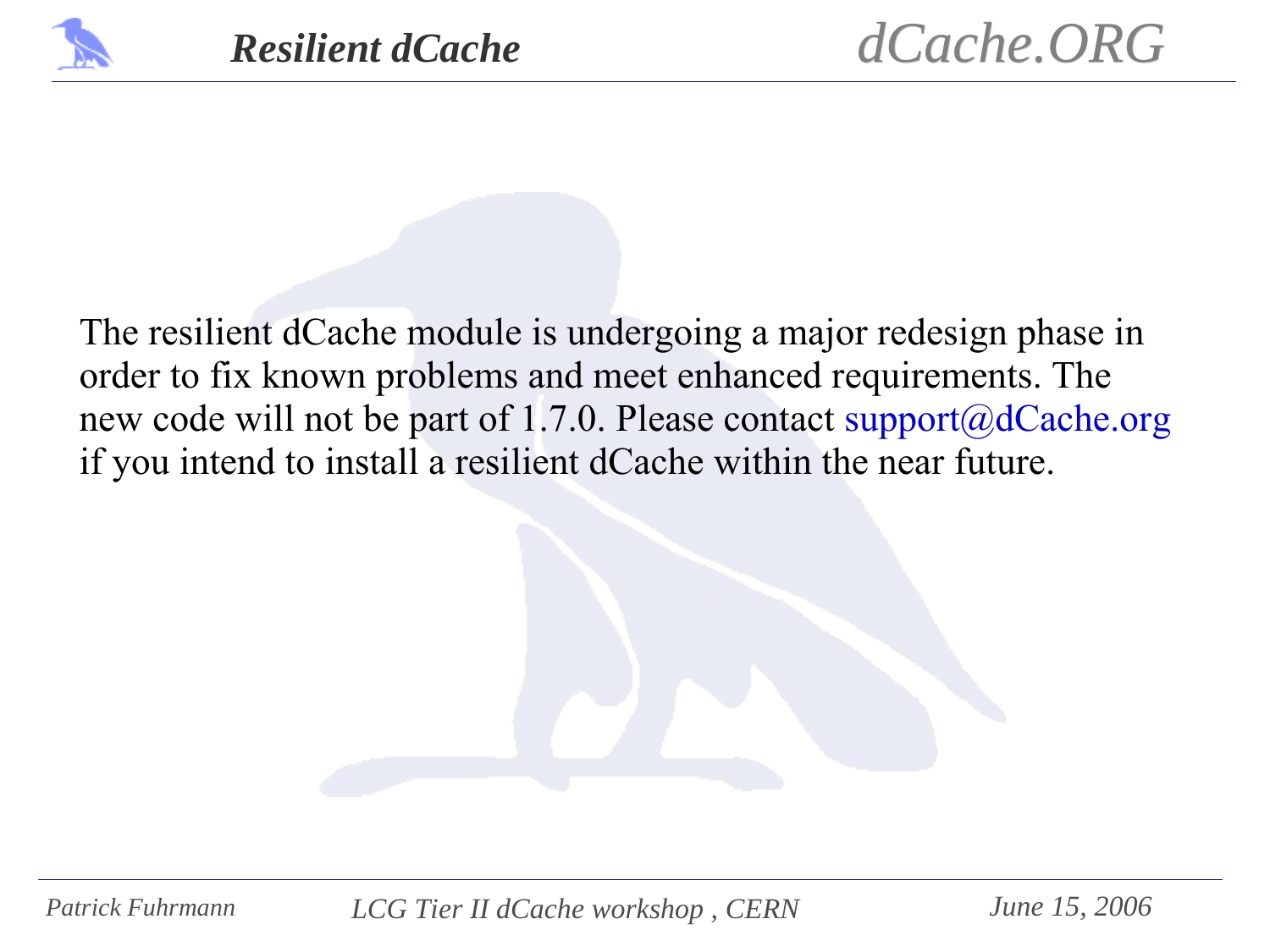# Resilient dCache

The resilient dCache module is undergoing a major redesign phase in order to fix known problems and meet enhanced requirements. The new code will not be part of 1.7.0. Please contact support@dCache.org if you intend to install a resilient dCache within the near future.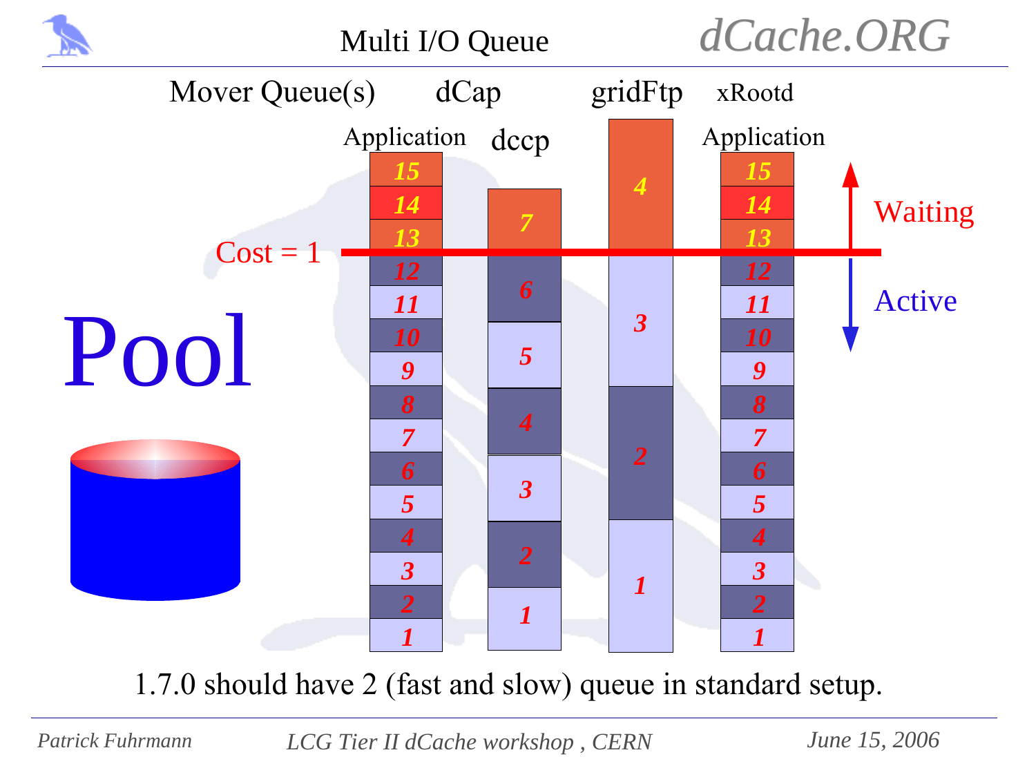# Multi I/O Queue

Mover Queue(s) — dCap, gridFtp, xRootd

| Application (dCap) | dccp | gridFtp | Application (xRootd) |
|---|---|---|---|
| 15 | | 4 | 15 |
| 14 | 7 | | 14 |
| 13 | | | 13 |
| 12 | 6 | 3 | 12 |
| 11 | | | 11 |
| 10 | 5 | | 10 |
| 9 | | 2 | 9 |
| 8 | 4 | | 8 |
| 7 | | | 7 |
| 6 | 3 | | 6 |
| 5 | | 1 | 5 |
| 4 | 2 | | 4 |
| 3 | | | 3 |
| 2 | 1 | | 2 |
| 1 | | | 1 |

Cost = 1

Waiting (above line) / Active (below line)

Pool

1.7.0 should have 2 (fast and slow) queue in standard setup.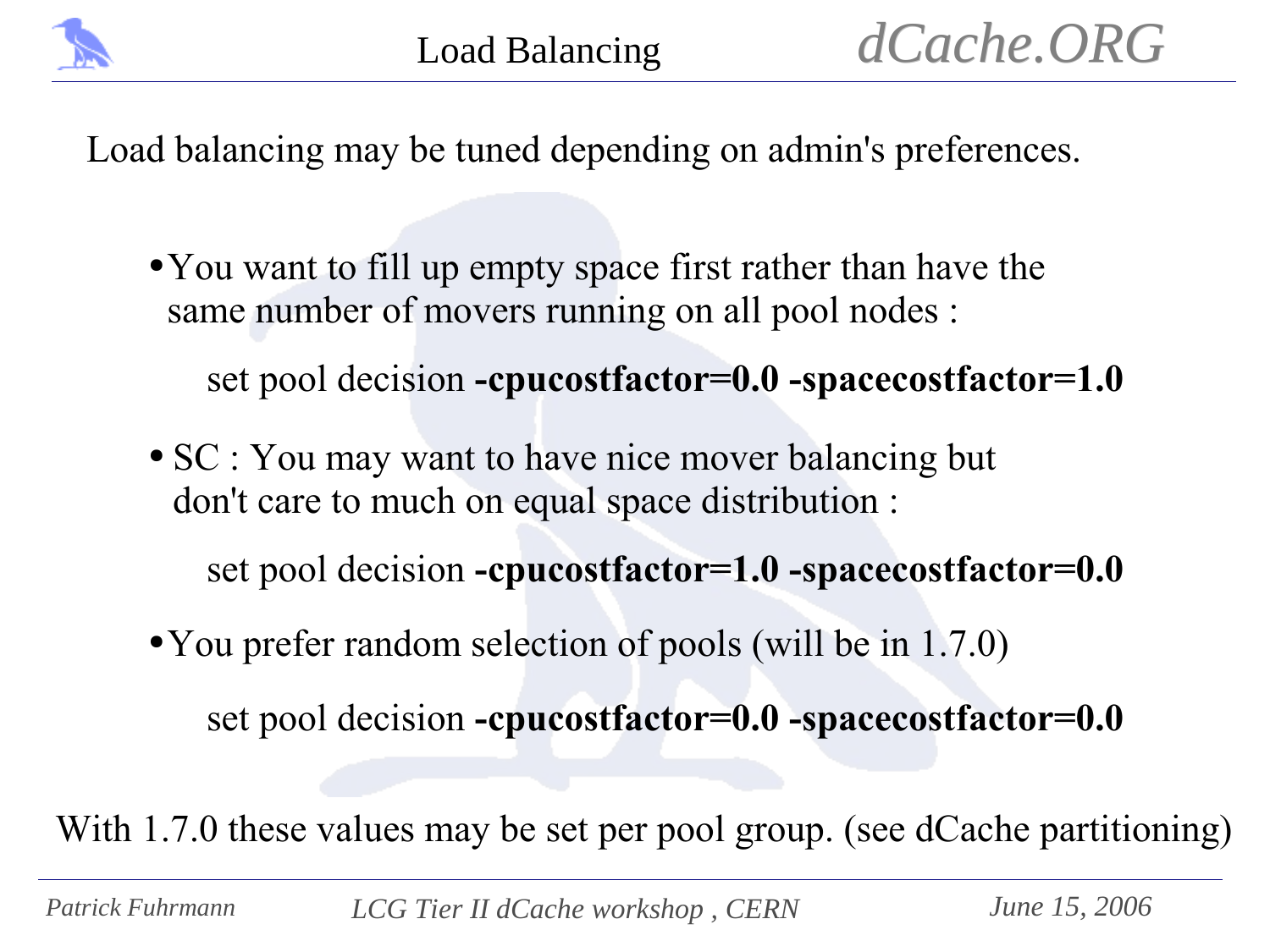# Load Balancing

Load balancing may be tuned depending on admin's preferences.

- You want to fill up empty space first rather than have the same number of movers running on all pool nodes :

  set pool decision **-cpucostfactor=0.0 -spacecostfactor=1.0**

- SC : You may want to have nice mover balancing but don't care to much on equal space distribution :

  set pool decision **-cpucostfactor=1.0 -spacecostfactor=0.0**

- You prefer random selection of pools (will be in 1.7.0)

  set pool decision **-cpucostfactor=0.0 -spacecostfactor=0.0**

With 1.7.0 these values may be set per pool group. (see dCache partitioning)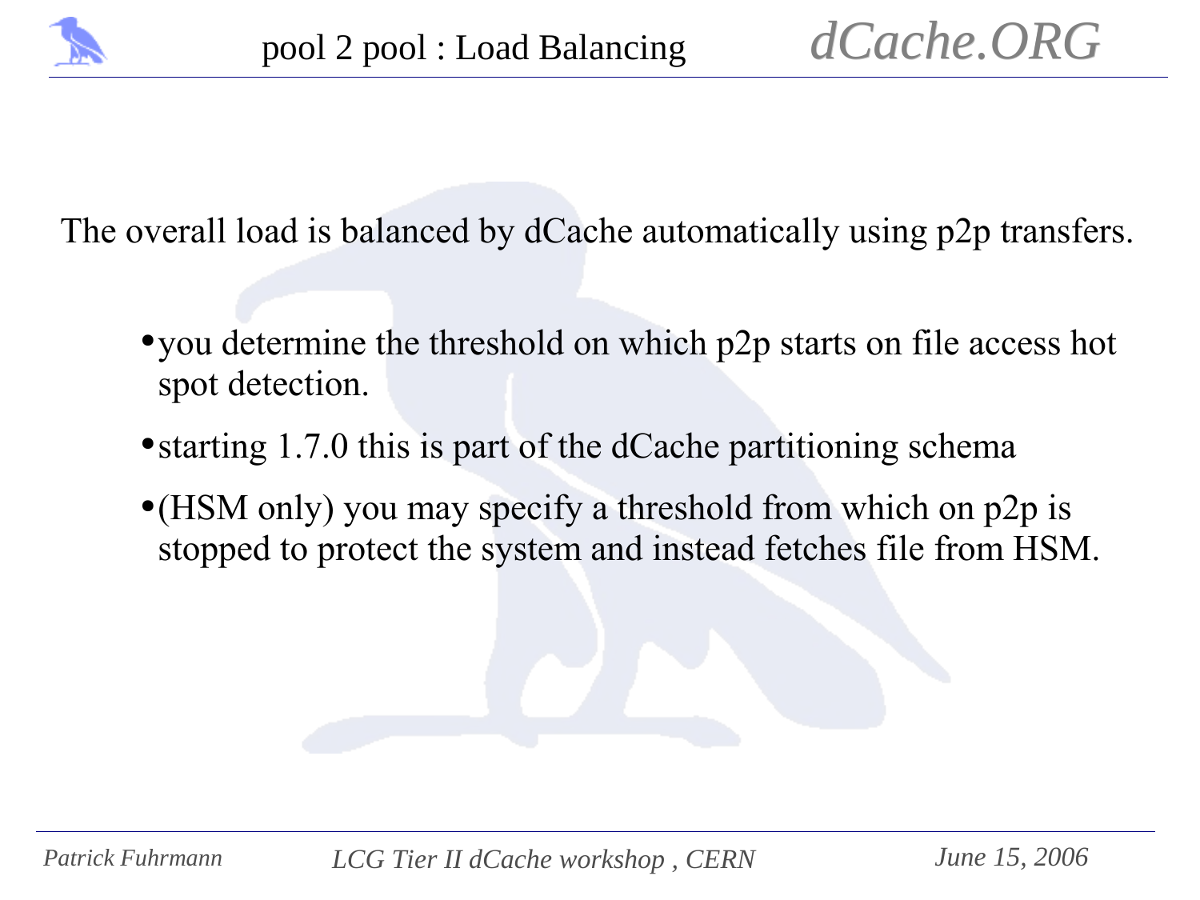# pool 2 pool : Load Balancing

The overall load is balanced by dCache automatically using p2p transfers.

- you determine the threshold on which p2p starts on file access hot spot detection.
- starting 1.7.0 this is part of the dCache partitioning schema
- (HSM only) you may specify a threshold from which on p2p is stopped to protect the system and instead fetches file from HSM.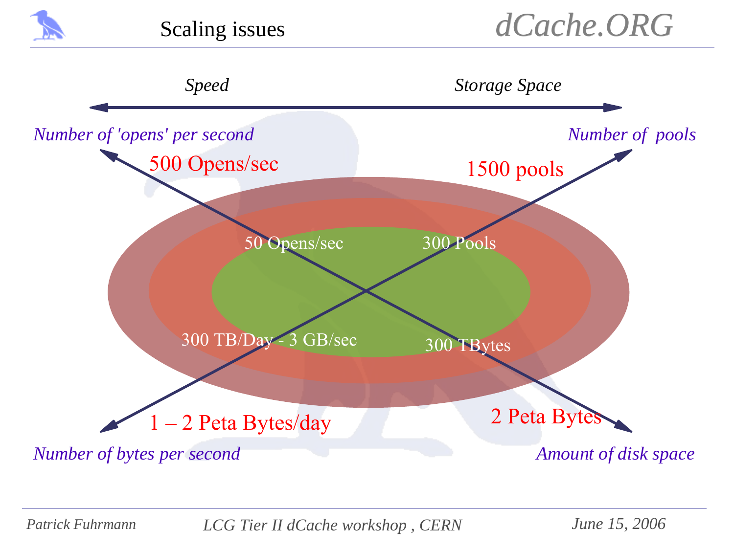# Scaling issues

*Speed* ⟷ *Storage Space*

*Number of 'opens' per second*

500 Opens/sec

50 Opens/sec

*Number of pools*

1500 pools

300 Pools

*Number of bytes per second*

1 – 2 Peta Bytes/day

300 TB/Day - 3 GB/sec

*Amount of disk space*

2 Peta Bytes

300 TBytes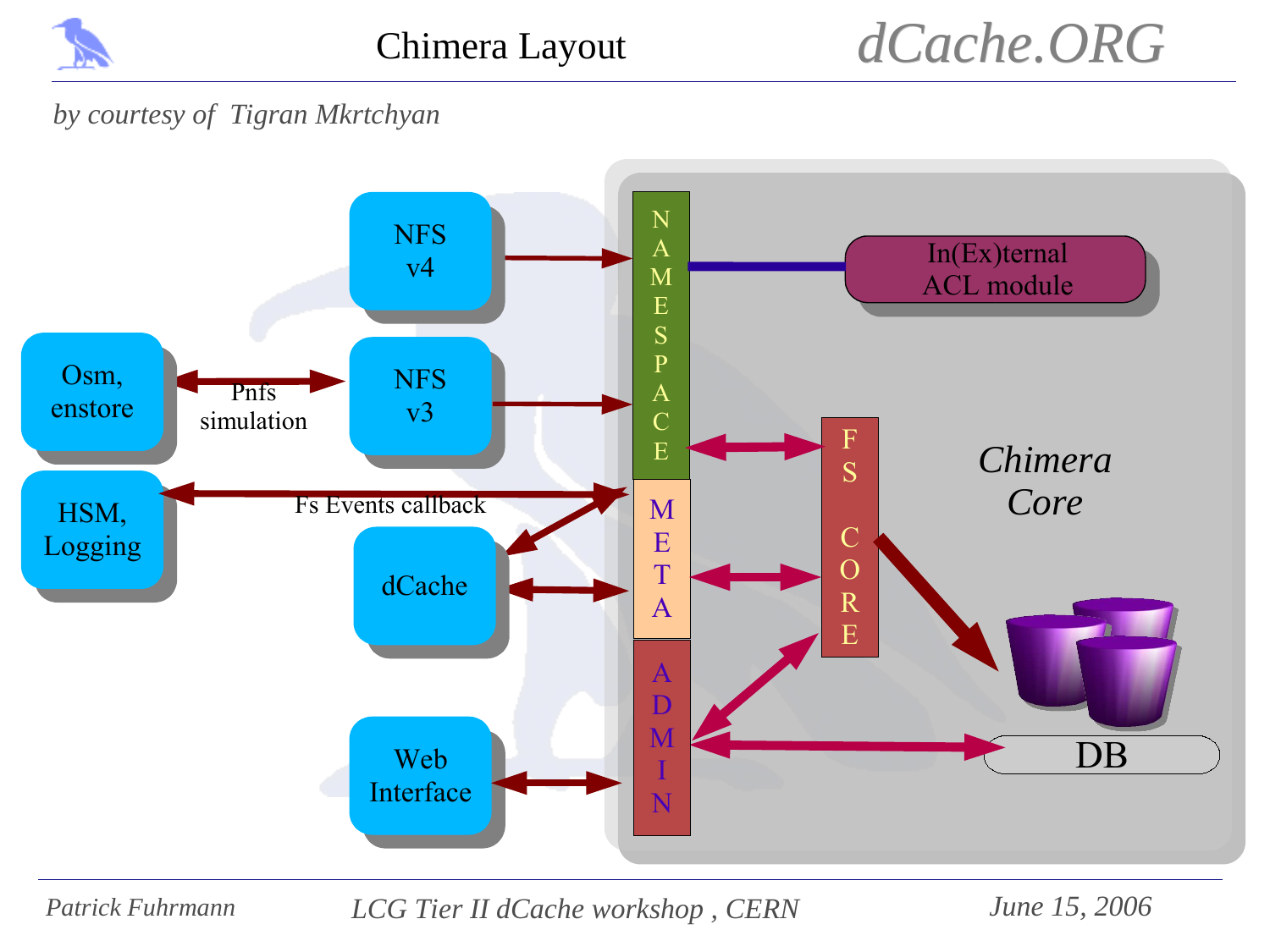# Chimera Layout

*by courtesy of Tigran Mkrtchyan*

NFS v4

NFS v3

Osm, enstore

Pnfs simulation

HSM, Logging

Fs Events callback

dCache

Web Interface

NAMESPACE

META

ADMIN

In(Ex)ternal ACL module

FS CORE

*Chimera Core*

DB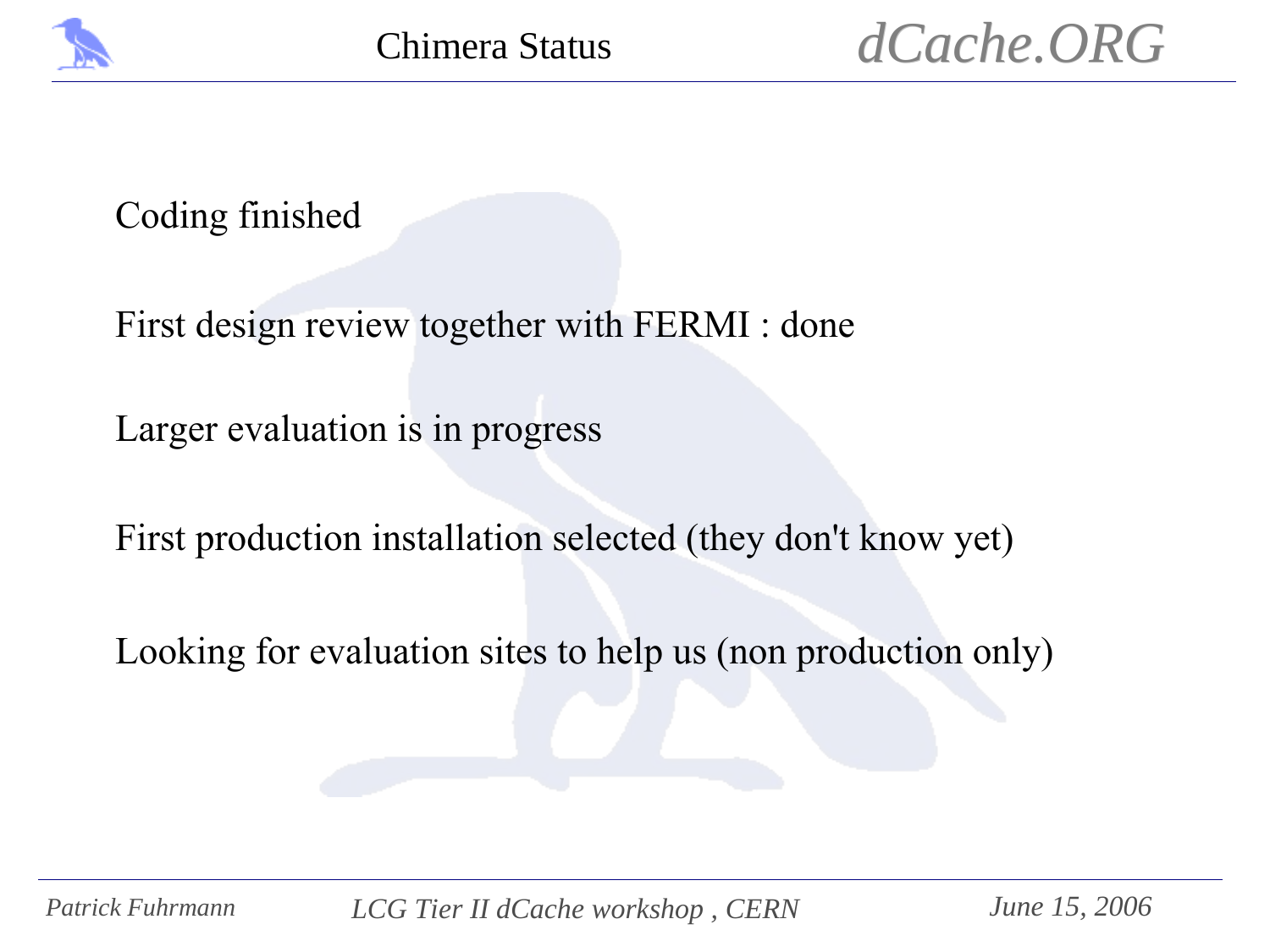# Chimera Status

Coding finished

First design review together with FERMI : done

Larger evaluation is in progress

First production installation selected (they don't know yet)

Looking for evaluation sites to help us (non production only)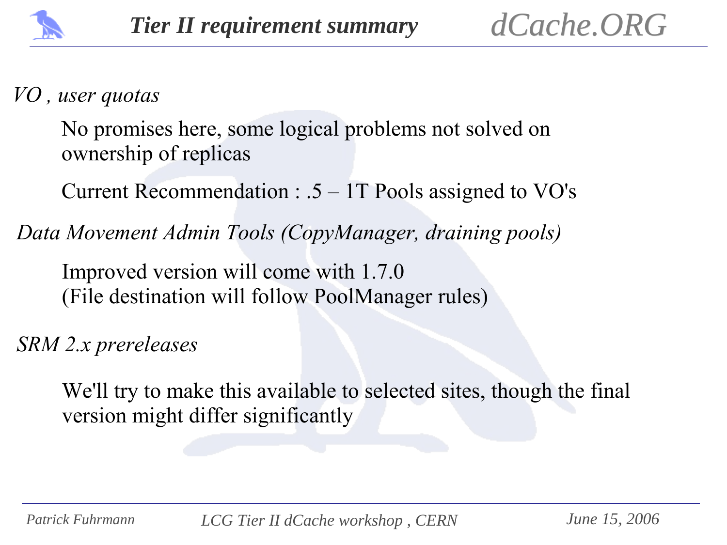# Tier II requirement summary

*VO , user quotas*

No promises here, some logical problems not solved on ownership of replicas

Current Recommendation : .5 – 1T Pools assigned to VO's

*Data Movement Admin Tools (CopyManager, draining pools)*

Improved version will come with 1.7.0
(File destination will follow PoolManager rules)

*SRM 2.x prereleases*

We'll try to make this available to selected sites, though the final version might differ significantly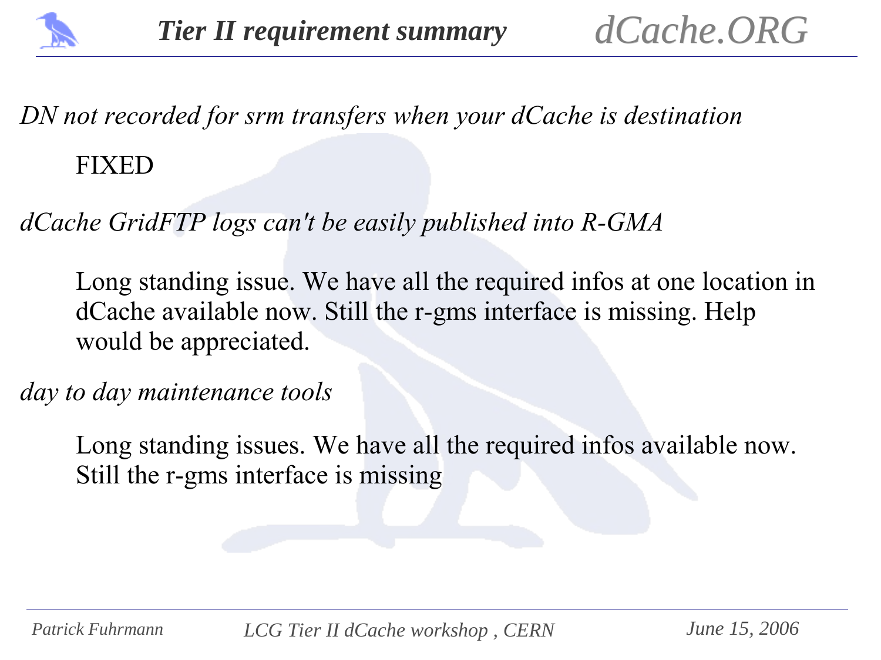# Tier II requirement summary

*DN not recorded for srm transfers when your dCache is destination*

FIXED

*dCache GridFTP logs can't be easily published into R-GMA*

Long standing issue. We have all the required infos at one location in dCache available now. Still the r-gms interface is missing. Help would be appreciated.

*day to day maintenance tools*

Long standing issues. We have all the required infos available now. Still the r-gms interface is missing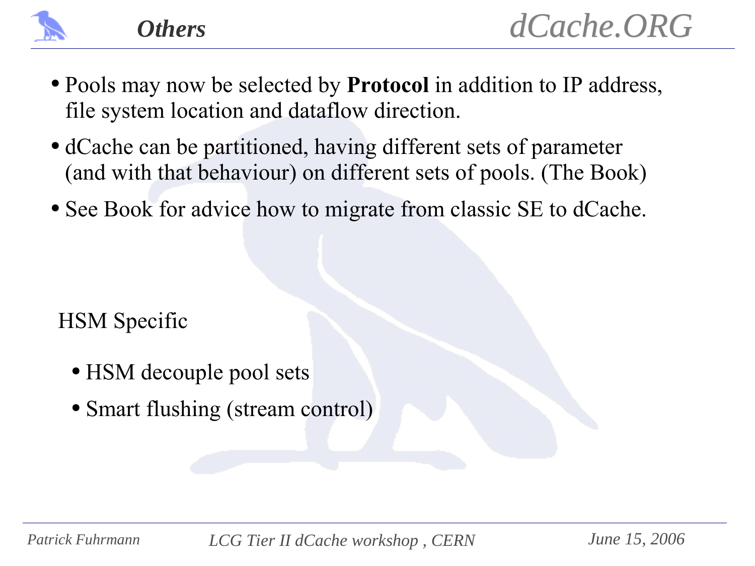# Others

- Pools may now be selected by **Protocol** in addition to IP address, file system location and dataflow direction.
- dCache can be partitioned, having different sets of parameter (and with that behaviour) on different sets of pools. (The Book)
- See Book for advice how to migrate from classic SE to dCache.

HSM Specific

- HSM decouple pool sets
- Smart flushing (stream control)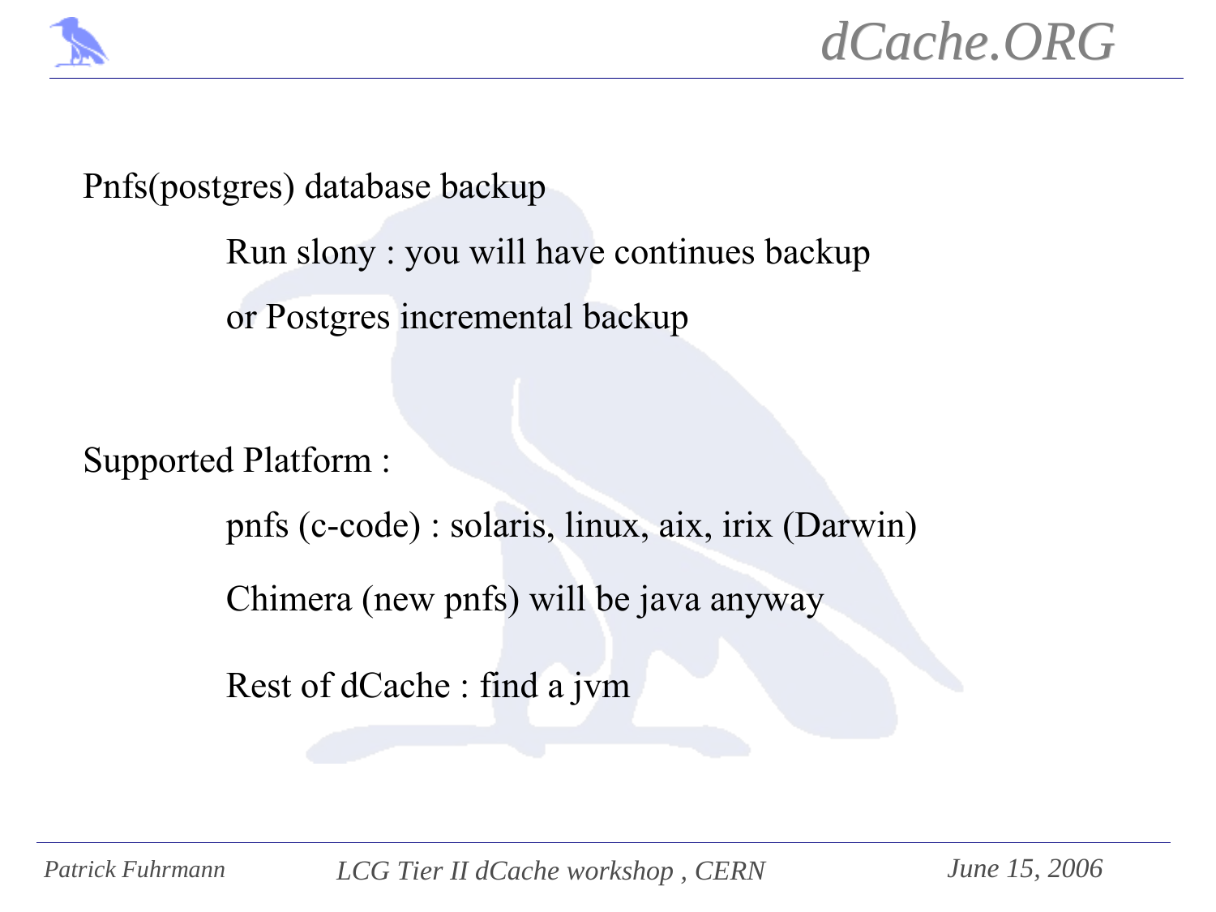Pnfs(postgres) database backup

- Run slony : you will have continues backup
- or Postgres incremental backup

Supported Platform :

- pnfs (c-code) : solaris, linux, aix, irix (Darwin)
- Chimera (new pnfs) will be java anyway
- Rest of dCache : find a jvm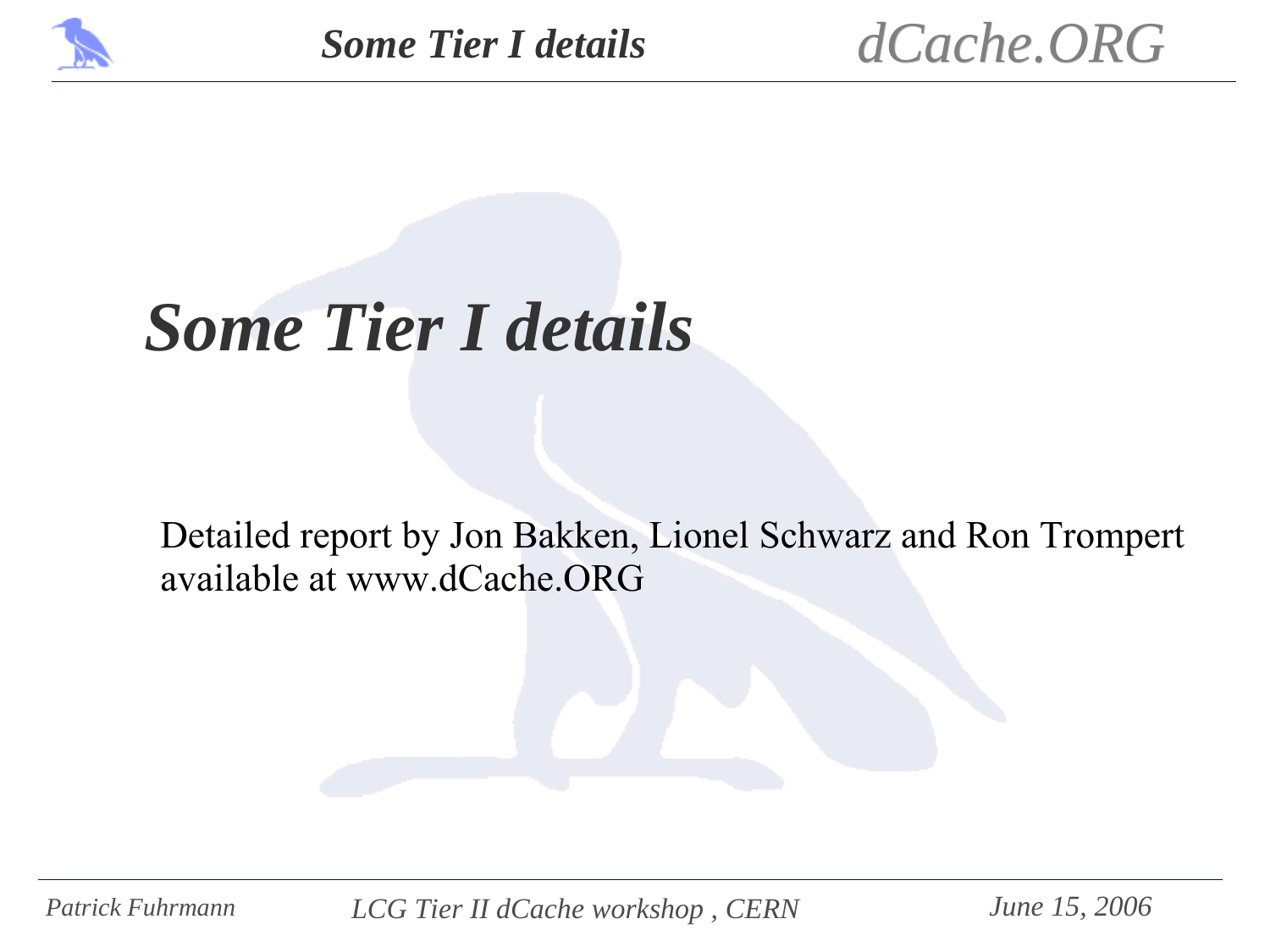# Some Tier I details

Detailed report by Jon Bakken, Lionel Schwarz and Ron Trompert available at www.dCache.ORG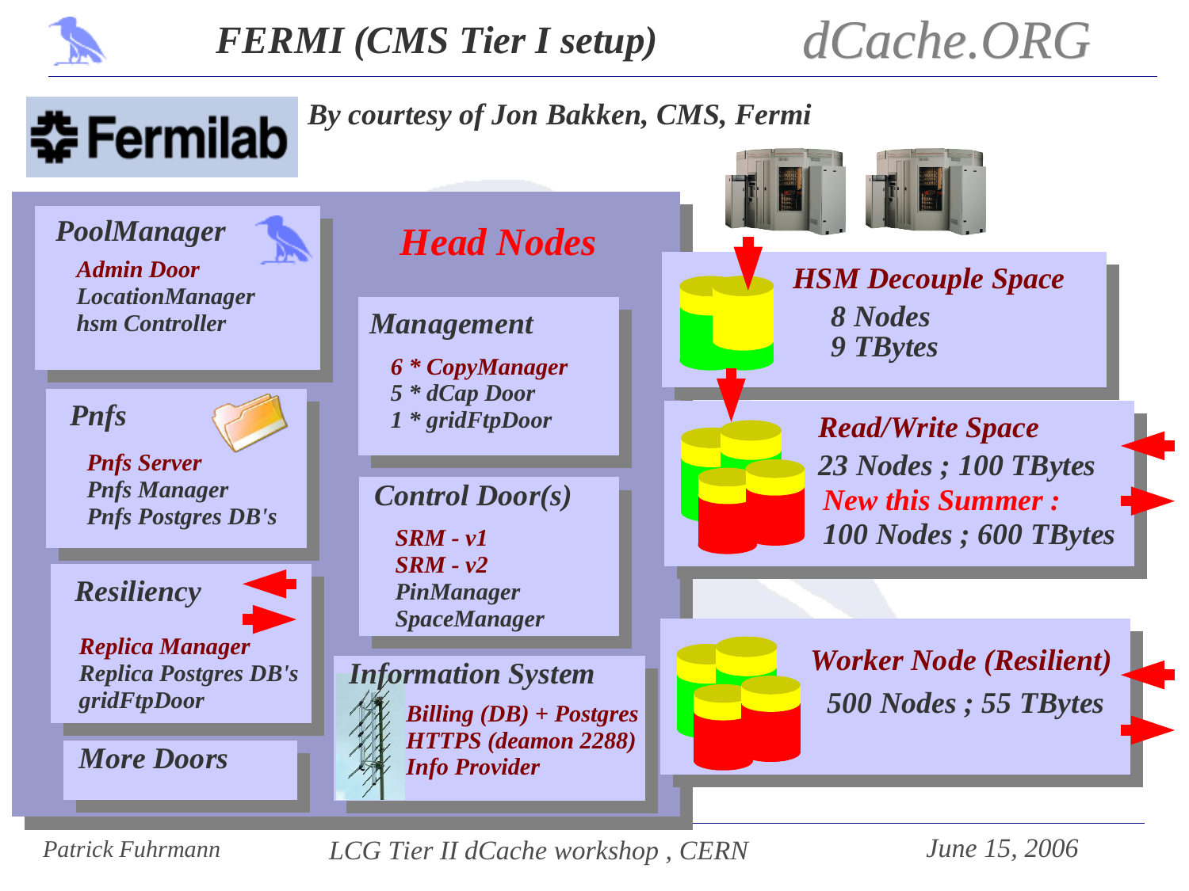# FERMI (CMS Tier I setup)

dCache.ORG

Fermilab

*By courtesy of Jon Bakken, CMS, Fermi*

## Head Nodes

### PoolManager
- Admin Door
- LocationManager
- hsm Controller

### Pnfs
- Pnfs Server
- Pnfs Manager
- Pnfs Postgres DB's

### Resiliency
- Replica Manager
- Replica Postgres DB's
- gridFtpDoor

### More Doors

### Management
- 6 * CopyManager
- 5 * dCap Door
- 1 * gridFtpDoor

### Control Door(s)
- SRM - v1
- SRM - v2
- PinManager
- SpaceManager

### Information System
- Billing (DB) + Postgres
- HTTPS (deamon 2288)
- Info Provider

### HSM Decouple Space
- 8 Nodes
- 9 TBytes

### Read/Write Space
- 23 Nodes ; 100 TBytes
- New this Summer :
- 100 Nodes ; 600 TBytes

### Worker Node (Resilient)
- 500 Nodes ; 55 TBytes

Patrick Fuhrmann — LCG Tier II dCache workshop , CERN — June 15, 2006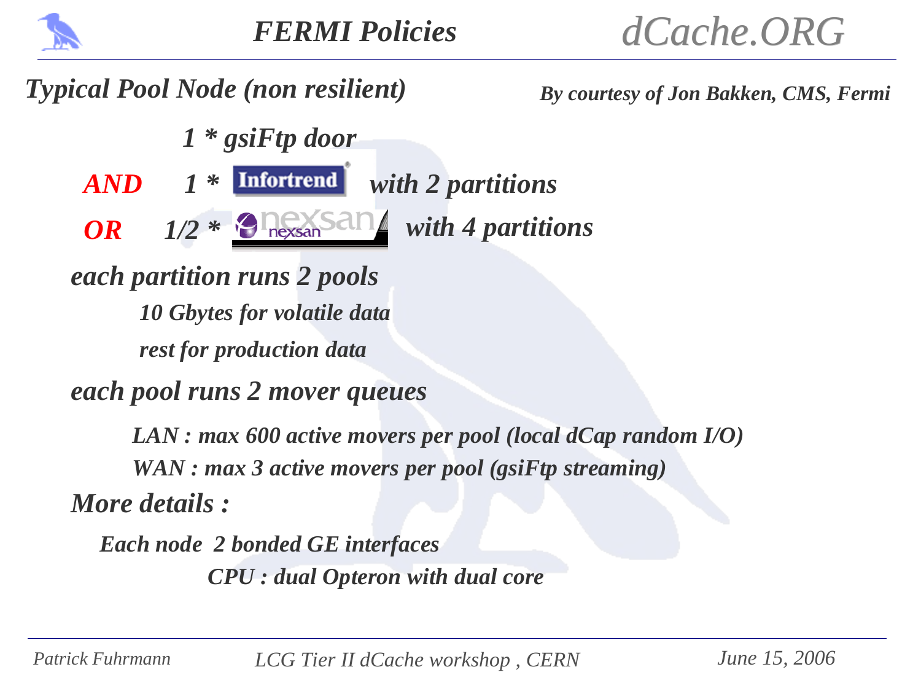# FERMI Policies

## *Typical Pool Node (non resilient)*

*By courtesy of Jon Bakken, CMS, Fermi*

*1 * gsiFtp door*

**AND** *1 * Infortrend with 2 partitions*

**OR** *1/2 * nexsan with 4 partitions*

*each partition runs 2 pools*

- *10 Gbytes for volatile data*
- *rest for production data*

*each pool runs 2 mover queues*

- *LAN : max 600 active movers per pool (local dCap random I/O)*
- *WAN : max 3 active movers per pool (gsiFtp streaming)*

*More details :*

- *Each node 2 bonded GE interfaces*
- *CPU : dual Opteron with dual core*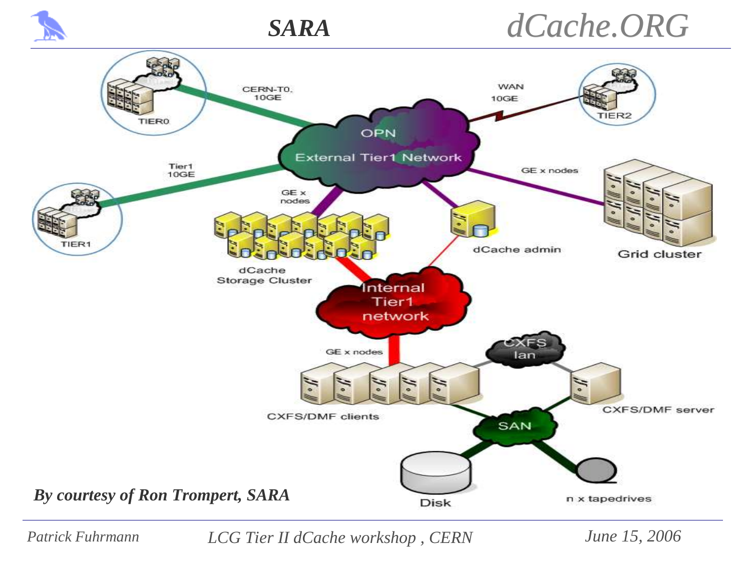# SARA

OPN External Tier1 Network

CERN-T0, 10GE

WAN 10GE

Tier1 10GE

GE x nodes

GE x nodes

TIER0

TIER2

TIER1

dCache Storage Cluster

dCache admin

Grid cluster

Internal Tier1 network

GE x nodes

CXFS lan

CXFS/DMF clients

CXFS/DMF server

SAN

Disk

n x tapedrives

*By courtesy of Ron Trompert, SARA*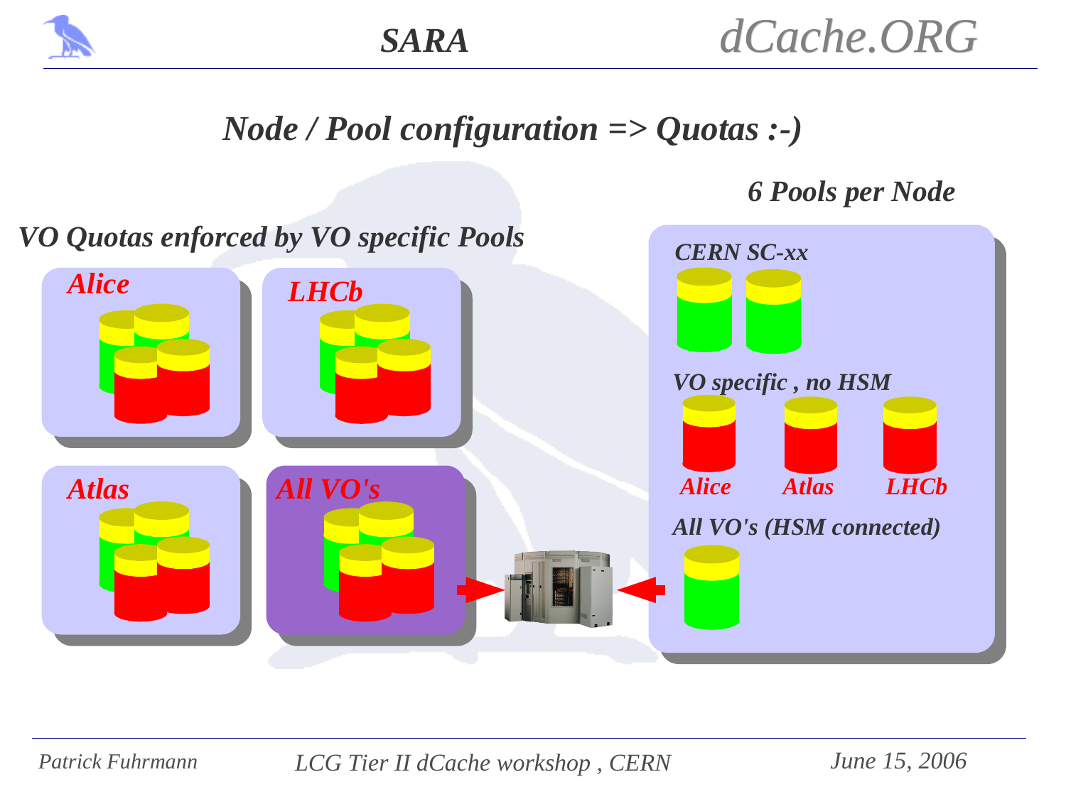# Node / Pool configuration => Quotas :-)

**VO Quotas enforced by VO specific Pools**

- Alice
- LHCb
- Atlas
- All VO's

**6 Pools per Node**

- CERN SC-xx
- VO specific , no HSM
  - Alice
  - Atlas
  - LHCb
- All VO's (HSM connected)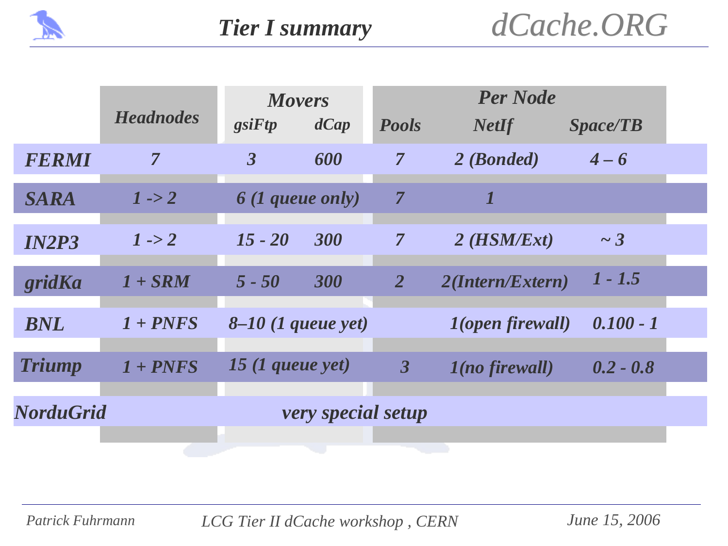# Tier I summary

| | Headnodes | Movers | | Per Node | | |
|---|---|---|---|---|---|---|
| | | gsiFtp | dCap | Pools | NetIf | Space/TB |
| FERMI | 7 | 3 | 600 | 7 | 2 (Bonded) | 4 – 6 |
| SARA | 1 -> 2 | 6 (1 queue only) | | 7 | 1 | |
| IN2P3 | 1 -> 2 | 15 - 20 | 300 | 7 | 2 (HSM/Ext) | ~ 3 |
| gridKa | 1 + SRM | 5 - 50 | 300 | 2 | 2(Intern/Extern) | 1 - 1.5 |
| BNL | 1 + PNFS | 8–10 (1 queue yet) | | | 1(open firewall) | 0.100 - 1 |
| Triump | 1 + PNFS | 15 (1 queue yet) | | 3 | 1(no firewall) | 0.2 - 0.8 |
| NorduGrid | very special setup | | | | | |

Patrick Fuhrmann — LCG Tier II dCache workshop , CERN — June 15, 2006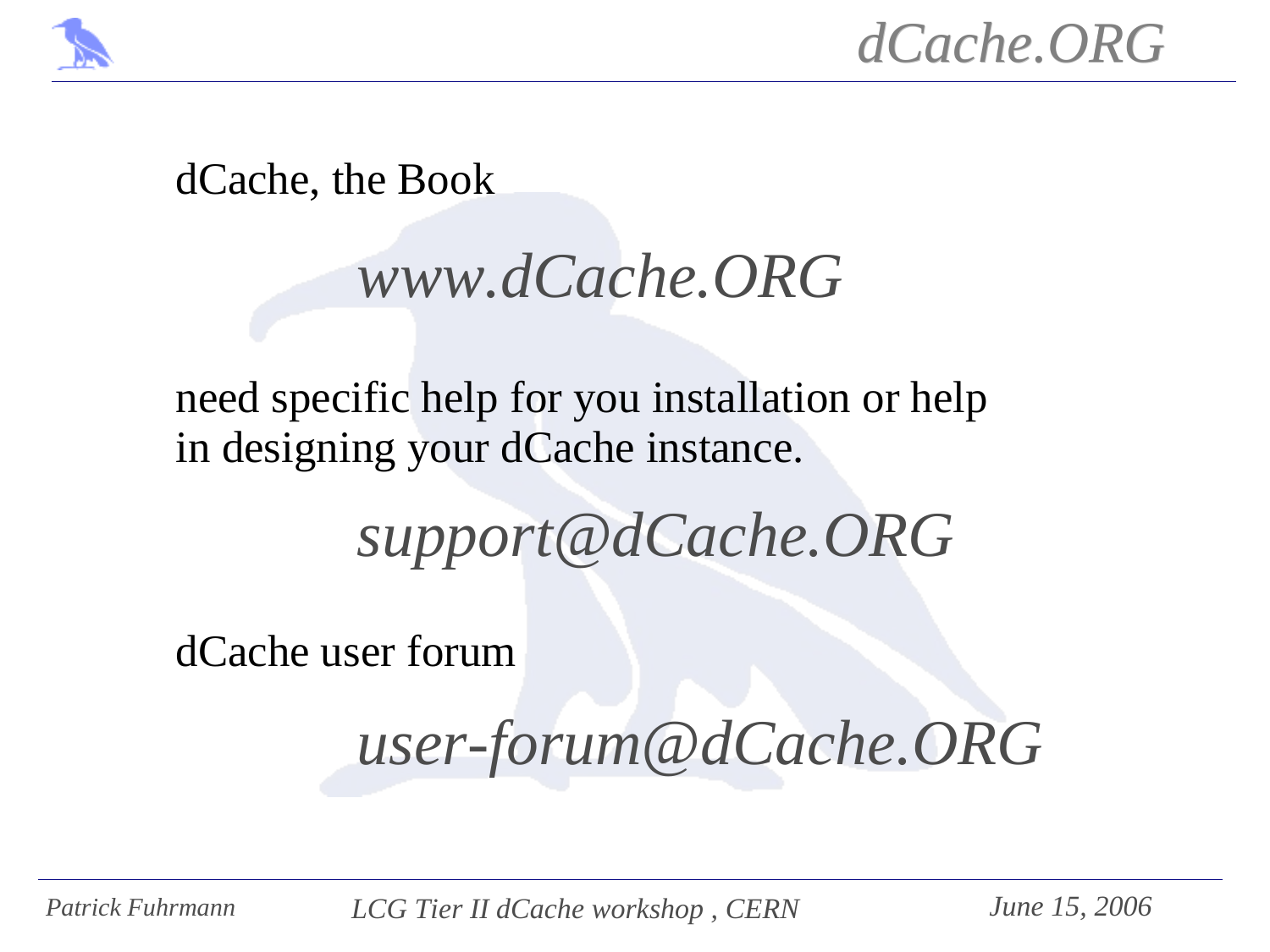dCache, the Book

*www.dCache.ORG*

need specific help for you installation or help in designing your dCache instance.

*support@dCache.ORG*

dCache user forum

*user-forum@dCache.ORG*